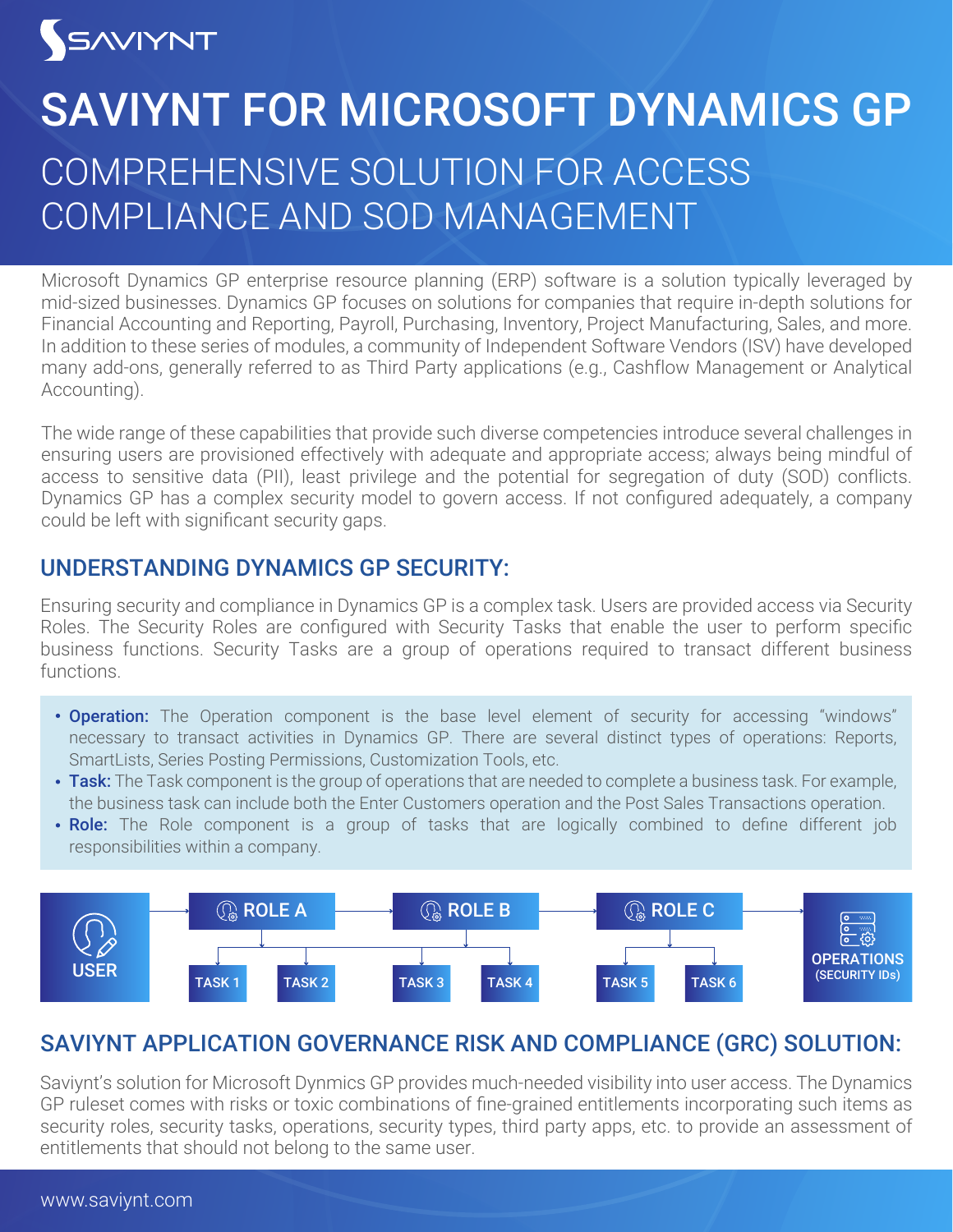# SAVIYNT FOR MICROSOFT DYNAMICS GP

## COMPREHENSIVE SOLUTION FOR ACCESS COMPLIANCE AND SOD MANAGEMENT

Microsoft Dynamics GP enterprise resource planning (ERP) software is a solution typically leveraged by mid-sized businesses. Dynamics GP focuses on solutions for companies that require in-depth solutions for Financial Accounting and Reporting, Payroll, Purchasing, Inventory, Project Manufacturing, Sales, and more. In addition to these series of modules, a community of Independent Software Vendors (ISV) have developed many add-ons, generally referred to as Third Party applications (e.g., Cashflow Management or Analytical Accounting).

The wide range of these capabilities that provide such diverse competencies introduce several challenges in ensuring users are provisioned effectively with adequate and appropriate access; always being mindful of access to sensitive data (PII), least privilege and the potential for segregation of duty (SOD) conflicts. Dynamics GP has a complex security model to govern access. If not configured adequately, a company could be left with significant security gaps.

## UNDERSTANDING DYNAMICS GP SECURITY:

Ensuring security and compliance in Dynamics GP is a complex task. Users are provided access via Security Roles. The Security Roles are configured with Security Tasks that enable the user to perform specific business functions. Security Tasks are a group of operations required to transact different business functions.

- **Operation:** The Operation component is the base level element of security for accessing "windows" necessary to transact activities in Dynamics GP. There are several distinct types of operations: Reports, SmartLists, Series Posting Permissions, Customization Tools, etc.
- **Task:** The Task component is the group of operations that are needed to complete a business task. For example, the business task can include both the Enter Customers operation and the Post Sales Transactions operation.
- **Role:** The Role component is a group of tasks that are logically combined to define different job responsibilities within a company.

USER → ROLE A (TASK 1, TASK 2) → ROLE B (TASK 3, TASK 4) → ROLE C (TASK 5, TASK 6) → OPERATIONS (SECURITY IDs)

## SAVIYNT APPLICATION GOVERNANCE RISK AND COMPLIANCE (GRC) SOLUTION:

Saviynt's solution for Microsoft Dynmics GP provides much-needed visibility into user access. The Dynamics GP ruleset comes with risks or toxic combinations of fine-grained entitlements incorporating such items as security roles, security tasks, operations, security types, third party apps, etc. to provide an assessment of entitlements that should not belong to the same user.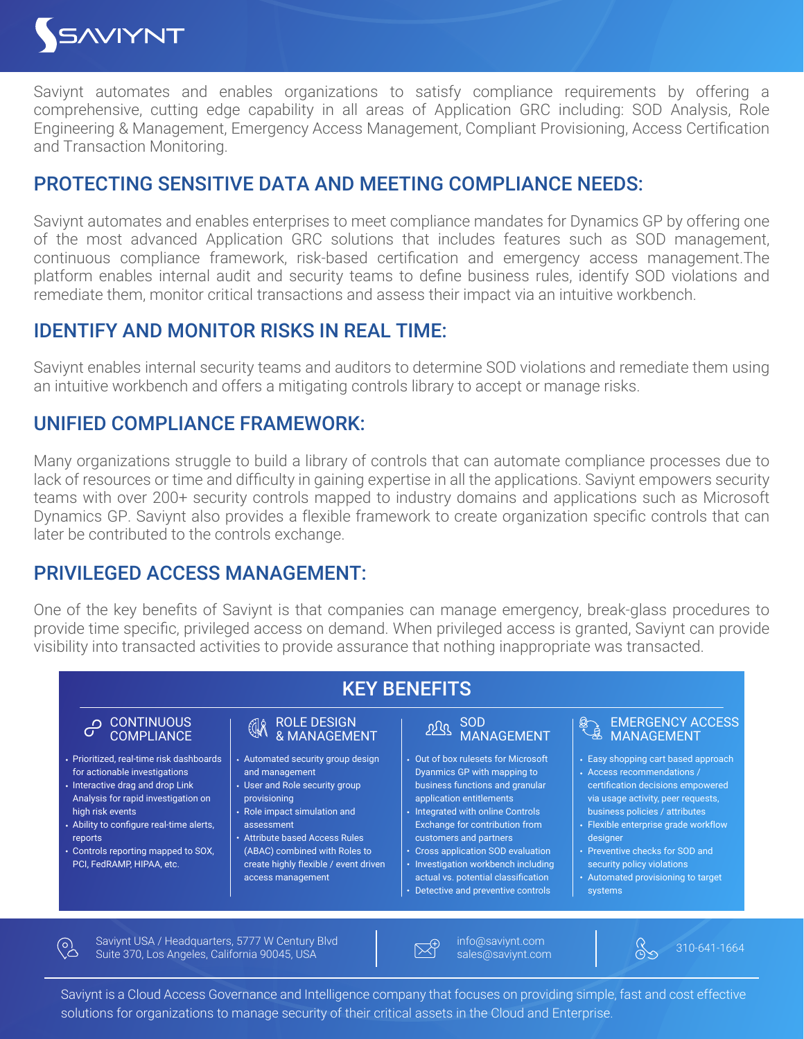SAVIYNT

Saviynt automates and enables organizations to satisfy compliance requirements by offering a comprehensive, cutting edge capability in all areas of Application GRC including: SOD Analysis, Role Engineering & Management, Emergency Access Management, Compliant Provisioning, Access Certification and Transaction Monitoring.

## PROTECTING SENSITIVE DATA AND MEETING COMPLIANCE NEEDS:

Saviynt automates and enables enterprises to meet compliance mandates for Dynamics GP by offering one of the most advanced Application GRC solutions that includes features such as SOD management, continuous compliance framework, risk-based certification and emergency access management.The platform enables internal audit and security teams to define business rules, identify SOD violations and remediate them, monitor critical transactions and assess their impact via an intuitive workbench.

## IDENTIFY AND MONITOR RISKS IN REAL TIME:

Saviynt enables internal security teams and auditors to determine SOD violations and remediate them using an intuitive workbench and offers a mitigating controls library to accept or manage risks.

## UNIFIED COMPLIANCE FRAMEWORK:

Many organizations struggle to build a library of controls that can automate compliance processes due to lack of resources or time and difficulty in gaining expertise in all the applications. Saviynt empowers security teams with over 200+ security controls mapped to industry domains and applications such as Microsoft Dynamics GP. Saviynt also provides a flexible framework to create organization specific controls that can later be contributed to the controls exchange.

## PRIVILEGED ACCESS MANAGEMENT:

One of the key benefits of Saviynt is that companies can manage emergency, break-glass procedures to provide time specific, privileged access on demand. When privileged access is granted, Saviynt can provide visibility into transacted activities to provide assurance that nothing inappropriate was transacted.

## KEY BENEFITS

### CONTINUOUS COMPLIANCE

- Prioritized, real-time risk dashboards for actionable investigations
- Interactive drag and drop Link Analysis for rapid investigation on high risk events
- Ability to configure real-time alerts, reports
- Controls reporting mapped to SOX, PCI, FedRAMP, HIPAA, etc.

### ROLE DESIGN & MANAGEMENT

- Automated security group design and management
- User and Role security group provisioning
- Role impact simulation and assessment
- Attribute based Access Rules (ABAC) combined with Roles to create highly flexible / event driven access management

### SOD MANAGEMENT

- Out of box rulesets for Microsoft Dyanmics GP with mapping to business functions and granular application entitlements
- Integrated with online Controls Exchange for contribution from customers and partners
- Cross application SOD evaluation
- Investigation workbench including actual vs. potential classification
- Detective and preventive controls

### EMERGENCY ACCESS MANAGEMENT

- Easy shopping cart based approach
- Access recommendations / certification decisions empowered via usage activity, peer requests, business policies / attributes
- Flexible enterprise grade workflow designer
- Preventive checks for SOD and security policy violations
- Automated provisioning to target systems

Saviynt USA / Headquarters, 5777 W Century Blvd Suite 370, Los Angeles, California 90045, USA

info@saviynt.com
sales@saviynt.com

310-641-1664

Saviynt is a Cloud Access Governance and Intelligence company that focuses on providing simple, fast and cost effective solutions for organizations to manage security of their critical assets in the Cloud and Enterprise.